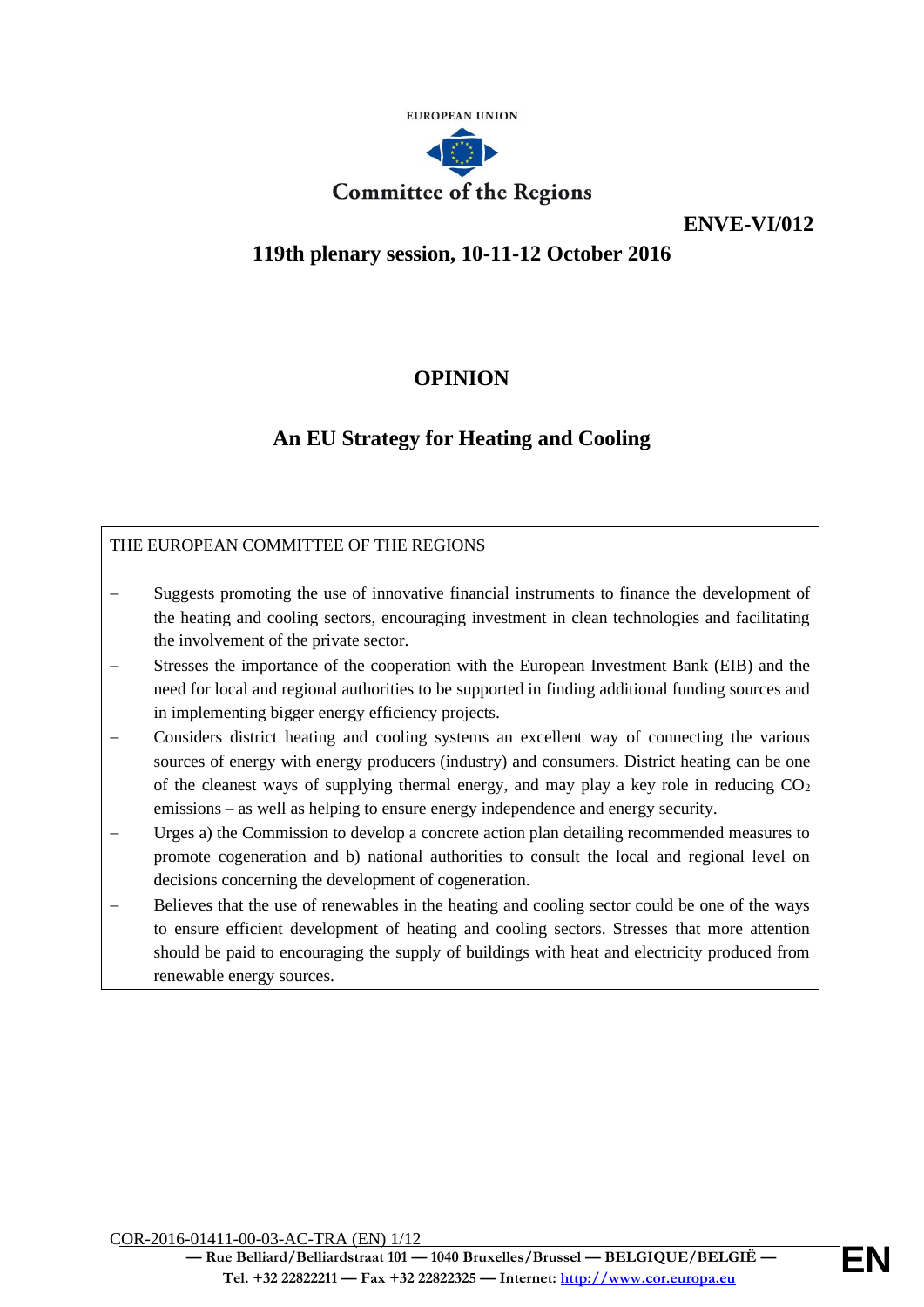EUROPEAN UNION

Committee of the Regions

**ENVE-VI/012**

**119th plenary session, 10-11-12 October 2016**

# OPINION

## An EU Strategy for Heating and Cooling

THE EUROPEAN COMMITTEE OF THE REGIONS

- Suggests promoting the use of innovative financial instruments to finance the development of the heating and cooling sectors, encouraging investment in clean technologies and facilitating the involvement of the private sector.
- Stresses the importance of the cooperation with the European Investment Bank (EIB) and the need for local and regional authorities to be supported in finding additional funding sources and in implementing bigger energy efficiency projects.
- Considers district heating and cooling systems an excellent way of connecting the various sources of energy with energy producers (industry) and consumers. District heating can be one of the cleanest ways of supplying thermal energy, and may play a key role in reducing $CO_2$ emissions – as well as helping to ensure energy independence and energy security.
- Urges a) the Commission to develop a concrete action plan detailing recommended measures to promote cogeneration and b) national authorities to consult the local and regional level on decisions concerning the development of cogeneration.
- Believes that the use of renewables in the heating and cooling sector could be one of the ways to ensure efficient development of heating and cooling sectors. Stresses that more attention should be paid to encouraging the supply of buildings with heat and electricity produced from renewable energy sources.

COR-2016-01411-00-03-AC-TRA (EN)

— Rue Belliard/Belliardstraat 101 — 1040 Bruxelles/Brussel — BELGIQUE/BELGIË —
Tel. +32 22822211 — Fax +32 22822325 — Internet: http://www.cor.europa.eu

EN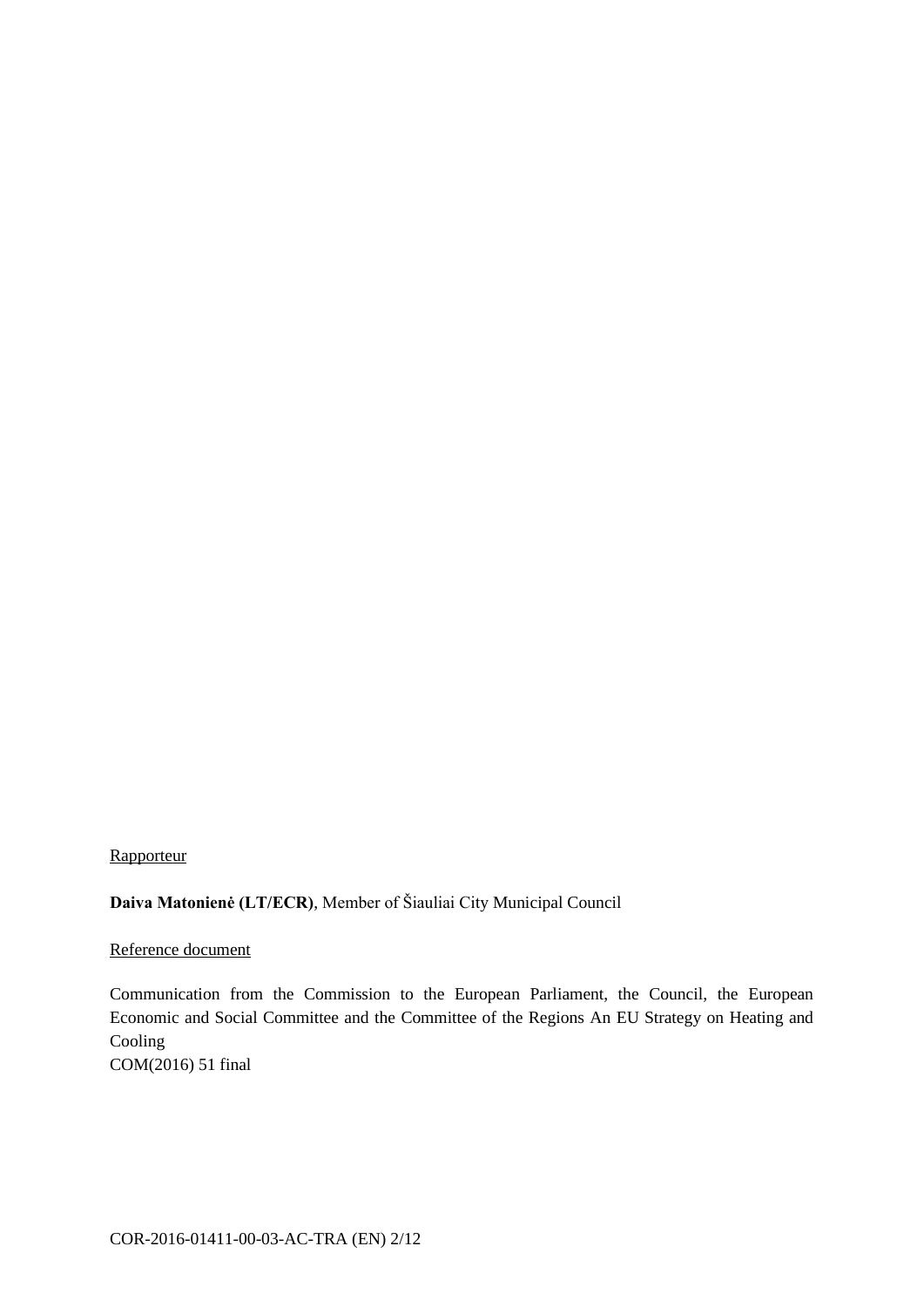<u>Rapporteur</u>

**Daiva Matonienė (LT/ECR)**, Member of Šiauliai City Municipal Council

<u>Reference document</u>

Communication from the Commission to the European Parliament, the Council, the European Economic and Social Committee and the Committee of the Regions An EU Strategy on Heating and Cooling
COM(2016) 51 final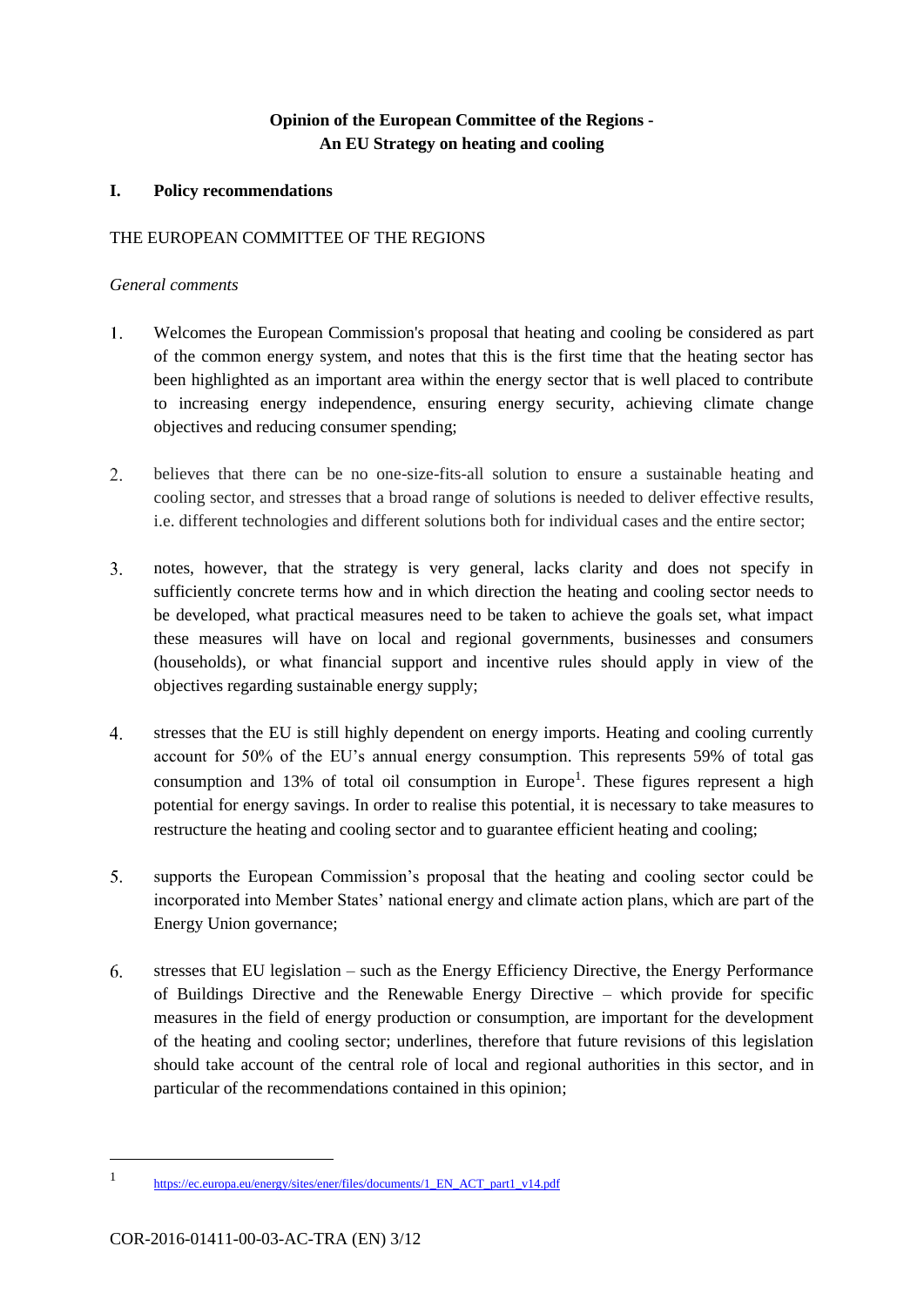**Opinion of the European Committee of the Regions -**
**An EU Strategy on heating and cooling**

## I. Policy recommendations

THE EUROPEAN COMMITTEE OF THE REGIONS

*General comments*

1. Welcomes the European Commission's proposal that heating and cooling be considered as part of the common energy system, and notes that this is the first time that the heating sector has been highlighted as an important area within the energy sector that is well placed to contribute to increasing energy independence, ensuring energy security, achieving climate change objectives and reducing consumer spending;

2. believes that there can be no one-size-fits-all solution to ensure a sustainable heating and cooling sector, and stresses that a broad range of solutions is needed to deliver effective results, i.e. different technologies and different solutions both for individual cases and the entire sector;

3. notes, however, that the strategy is very general, lacks clarity and does not specify in sufficiently concrete terms how and in which direction the heating and cooling sector needs to be developed, what practical measures need to be taken to achieve the goals set, what impact these measures will have on local and regional governments, businesses and consumers (households), or what financial support and incentive rules should apply in view of the objectives regarding sustainable energy supply;

4. stresses that the EU is still highly dependent on energy imports. Heating and cooling currently account for 50% of the EU's annual energy consumption. This represents 59% of total gas consumption and 13% of total oil consumption in Europe[1]. These figures represent a high potential for energy savings. In order to realise this potential, it is necessary to take measures to restructure the heating and cooling sector and to guarantee efficient heating and cooling;

5. supports the European Commission's proposal that the heating and cooling sector could be incorporated into Member States' national energy and climate action plans, which are part of the Energy Union governance;

6. stresses that EU legislation – such as the Energy Efficiency Directive, the Energy Performance of Buildings Directive and the Renewable Energy Directive – which provide for specific measures in the field of energy production or consumption, are important for the development of the heating and cooling sector; underlines, therefore that future revisions of this legislation should take account of the central role of local and regional authorities in this sector, and in particular of the recommendations contained in this opinion;

---

[1] https://ec.europa.eu/energy/sites/ener/files/documents/1_EN_ACT_part1_v14.pdf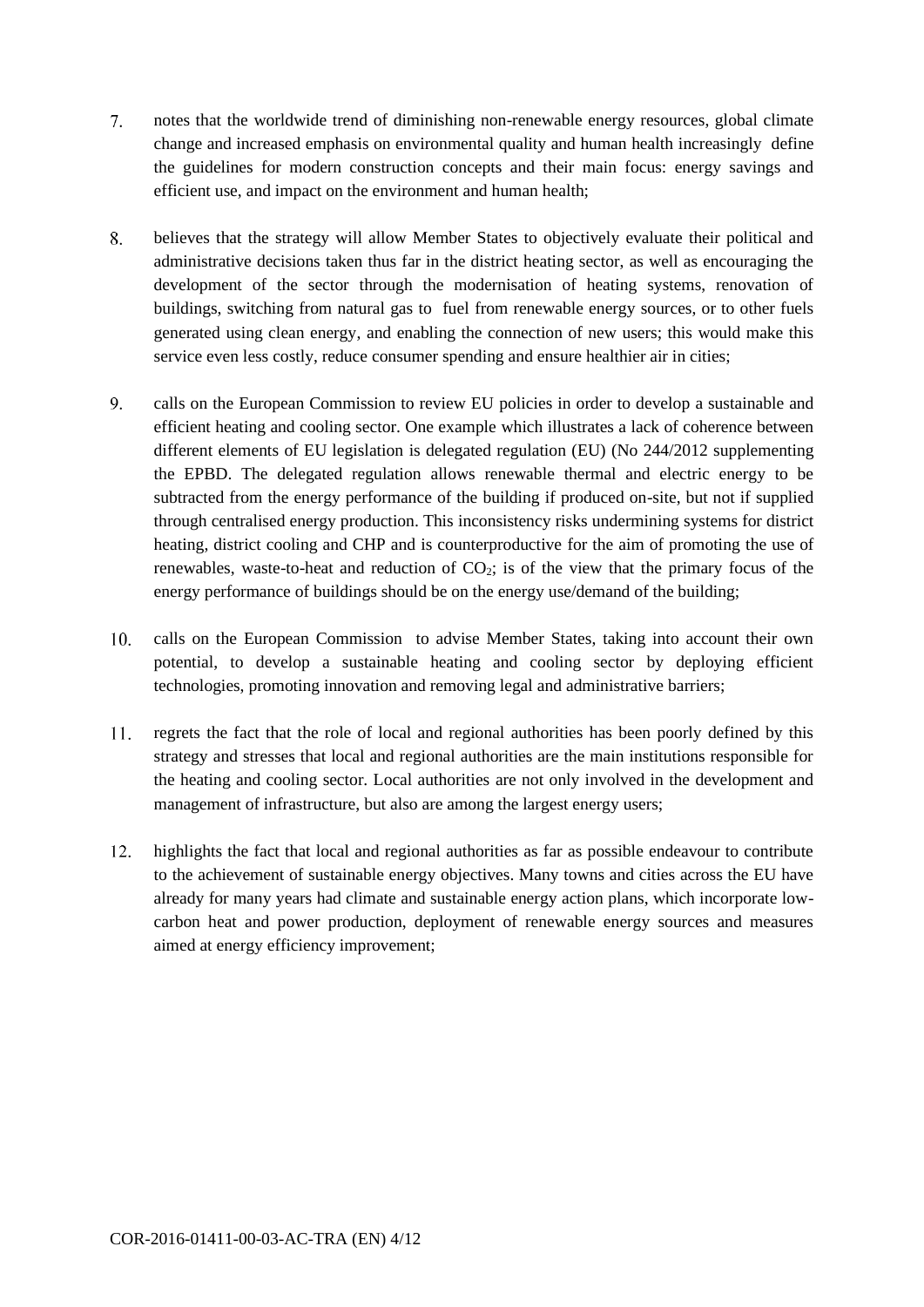7. notes that the worldwide trend of diminishing non-renewable energy resources, global climate change and increased emphasis on environmental quality and human health increasingly define the guidelines for modern construction concepts and their main focus: energy savings and efficient use, and impact on the environment and human health;

8. believes that the strategy will allow Member States to objectively evaluate their political and administrative decisions taken thus far in the district heating sector, as well as encouraging the development of the sector through the modernisation of heating systems, renovation of buildings, switching from natural gas to fuel from renewable energy sources, or to other fuels generated using clean energy, and enabling the connection of new users; this would make this service even less costly, reduce consumer spending and ensure healthier air in cities;

9. calls on the European Commission to review EU policies in order to develop a sustainable and efficient heating and cooling sector. One example which illustrates a lack of coherence between different elements of EU legislation is delegated regulation (EU) (No 244/2012 supplementing the EPBD. The delegated regulation allows renewable thermal and electric energy to be subtracted from the energy performance of the building if produced on-site, but not if supplied through centralised energy production. This inconsistency risks undermining systems for district heating, district cooling and CHP and is counterproductive for the aim of promoting the use of renewables, waste-to-heat and reduction of $CO_2$; is of the view that the primary focus of the energy performance of buildings should be on the energy use/demand of the building;

10. calls on the European Commission to advise Member States, taking into account their own potential, to develop a sustainable heating and cooling sector by deploying efficient technologies, promoting innovation and removing legal and administrative barriers;

11. regrets the fact that the role of local and regional authorities has been poorly defined by this strategy and stresses that local and regional authorities are the main institutions responsible for the heating and cooling sector. Local authorities are not only involved in the development and management of infrastructure, but also are among the largest energy users;

12. highlights the fact that local and regional authorities as far as possible endeavour to contribute to the achievement of sustainable energy objectives. Many towns and cities across the EU have already for many years had climate and sustainable energy action plans, which incorporate low-carbon heat and power production, deployment of renewable energy sources and measures aimed at energy efficiency improvement;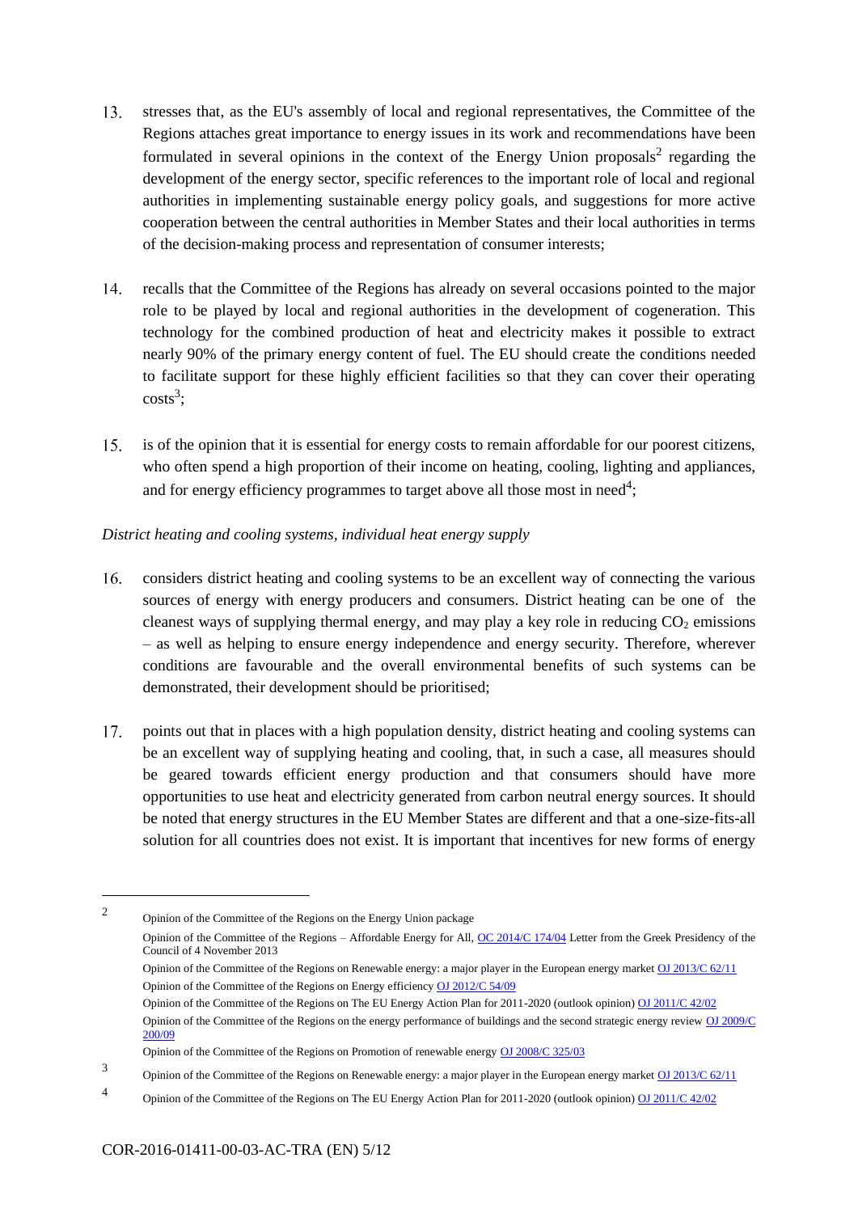13. stresses that, as the EU's assembly of local and regional representatives, the Committee of the Regions attaches great importance to energy issues in its work and recommendations have been formulated in several opinions in the context of the Energy Union proposals[2] regarding the development of the energy sector, specific references to the important role of local and regional authorities in implementing sustainable energy policy goals, and suggestions for more active cooperation between the central authorities in Member States and their local authorities in terms of the decision-making process and representation of consumer interests;

14. recalls that the Committee of the Regions has already on several occasions pointed to the major role to be played by local and regional authorities in the development of cogeneration. This technology for the combined production of heat and electricity makes it possible to extract nearly 90% of the primary energy content of fuel. The EU should create the conditions needed to facilitate support for these highly efficient facilities so that they can cover their operating costs[3];

15. is of the opinion that it is essential for energy costs to remain affordable for our poorest citizens, who often spend a high proportion of their income on heating, cooling, lighting and appliances, and for energy efficiency programmes to target above all those most in need[4];

*District heating and cooling systems, individual heat energy supply*

16. considers district heating and cooling systems to be an excellent way of connecting the various sources of energy with energy producers and consumers. District heating can be one of the cleanest ways of supplying thermal energy, and may play a key role in reducing $CO_2$ emissions – as well as helping to ensure energy independence and energy security. Therefore, wherever conditions are favourable and the overall environmental benefits of such systems can be demonstrated, their development should be prioritised;

17. points out that in places with a high population density, district heating and cooling systems can be an excellent way of supplying heating and cooling, that, in such a case, all measures should be geared towards efficient energy production and that consumers should have more opportunities to use heat and electricity generated from carbon neutral energy sources. It should be noted that energy structures in the EU Member States are different and that a one-size-fits-all solution for all countries does not exist. It is important that incentives for new forms of energy

---

[2] Opinion of the Committee of the Regions on the Energy Union package
Opinion of the Committee of the Regions – Affordable Energy for All, OC 2014/C 174/04 Letter from the Greek Presidency of the Council of 4 November 2013
Opinion of the Committee of the Regions on Renewable energy: a major player in the European energy market OJ 2013/C 62/11
Opinion of the Committee of the Regions on Energy efficiency OJ 2012/C 54/09
Opinion of the Committee of the Regions on The EU Energy Action Plan for 2011-2020 (outlook opinion) OJ 2011/C 42/02
Opinion of the Committee of the Regions on the energy performance of buildings and the second strategic energy review OJ 2009/C 200/09
Opinion of the Committee of the Regions on Promotion of renewable energy OJ 2008/C 325/03

[3] Opinion of the Committee of the Regions on Renewable energy: a major player in the European energy market OJ 2013/C 62/11

[4] Opinion of the Committee of the Regions on The EU Energy Action Plan for 2011-2020 (outlook opinion) OJ 2011/C 42/02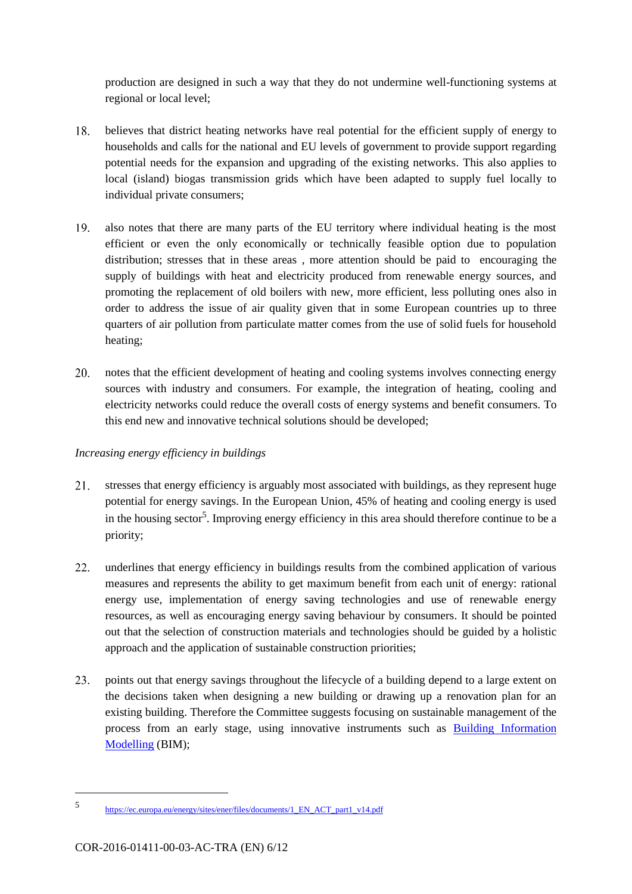production are designed in such a way that they do not undermine well-functioning systems at regional or local level;

18. believes that district heating networks have real potential for the efficient supply of energy to households and calls for the national and EU levels of government to provide support regarding potential needs for the expansion and upgrading of the existing networks. This also applies to local (island) biogas transmission grids which have been adapted to supply fuel locally to individual private consumers;

19. also notes that there are many parts of the EU territory where individual heating is the most efficient or even the only economically or technically feasible option due to population distribution; stresses that in these areas , more attention should be paid to encouraging the supply of buildings with heat and electricity produced from renewable energy sources, and promoting the replacement of old boilers with new, more efficient, less polluting ones also in order to address the issue of air quality given that in some European countries up to three quarters of air pollution from particulate matter comes from the use of solid fuels for household heating;

20. notes that the efficient development of heating and cooling systems involves connecting energy sources with industry and consumers. For example, the integration of heating, cooling and electricity networks could reduce the overall costs of energy systems and benefit consumers. To this end new and innovative technical solutions should be developed;

*Increasing energy efficiency in buildings*

21. stresses that energy efficiency is arguably most associated with buildings, as they represent huge potential for energy savings. In the European Union, 45% of heating and cooling energy is used in the housing sector[5]. Improving energy efficiency in this area should therefore continue to be a priority;

22. underlines that energy efficiency in buildings results from the combined application of various measures and represents the ability to get maximum benefit from each unit of energy: rational energy use, implementation of energy saving technologies and use of renewable energy resources, as well as encouraging energy saving behaviour by consumers. It should be pointed out that the selection of construction materials and technologies should be guided by a holistic approach and the application of sustainable construction priorities;

23. points out that energy savings throughout the lifecycle of a building depend to a large extent on the decisions taken when designing a new building or drawing up a renovation plan for an existing building. Therefore the Committee suggests focusing on sustainable management of the process from an early stage, using innovative instruments such as Building Information Modelling (BIM);

---

5 https://ec.europa.eu/energy/sites/ener/files/documents/1_EN_ACT_part1_v14.pdf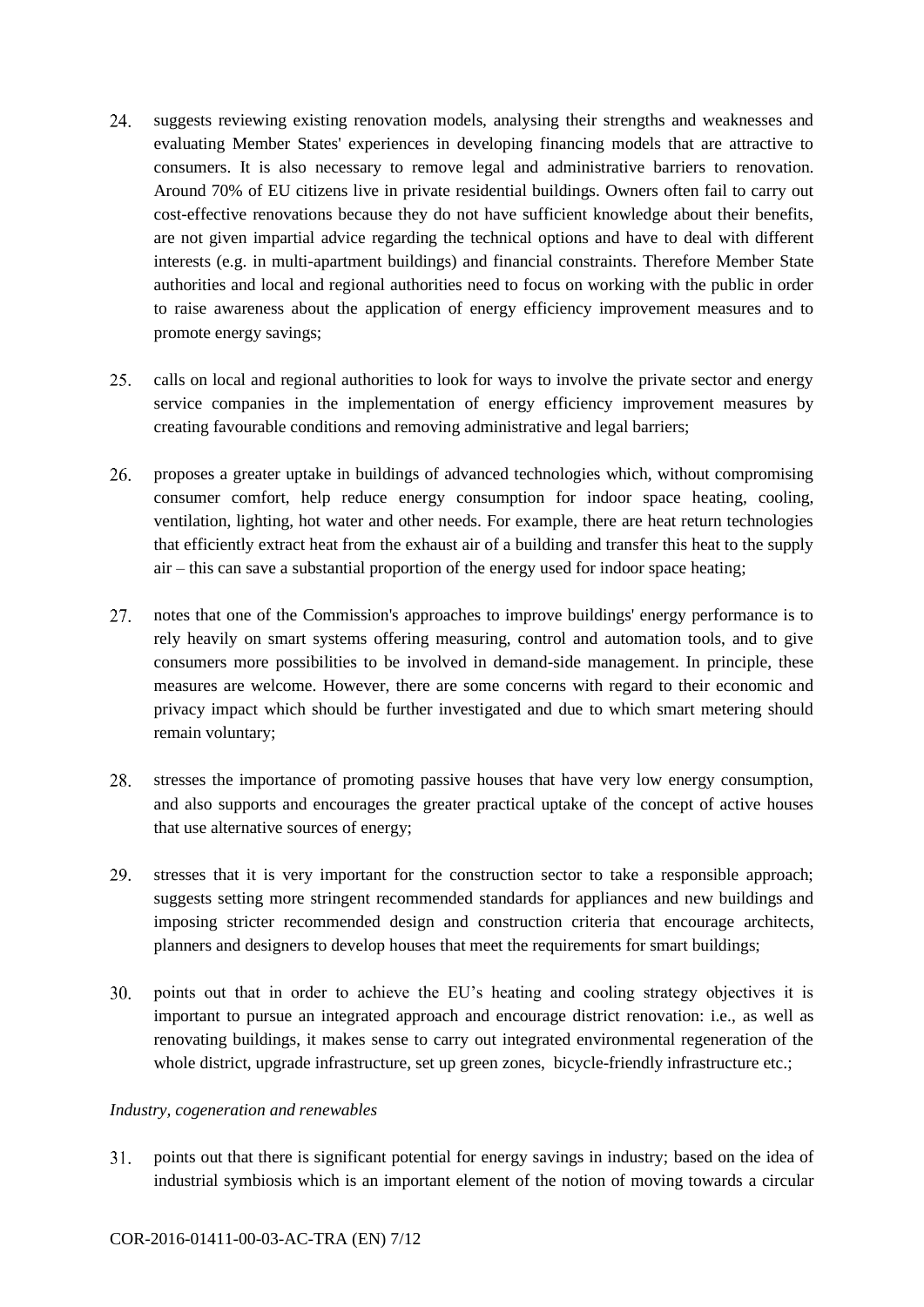24. suggests reviewing existing renovation models, analysing their strengths and weaknesses and evaluating Member States' experiences in developing financing models that are attractive to consumers. It is also necessary to remove legal and administrative barriers to renovation. Around 70% of EU citizens live in private residential buildings. Owners often fail to carry out cost-effective renovations because they do not have sufficient knowledge about their benefits, are not given impartial advice regarding the technical options and have to deal with different interests (e.g. in multi-apartment buildings) and financial constraints. Therefore Member State authorities and local and regional authorities need to focus on working with the public in order to raise awareness about the application of energy efficiency improvement measures and to promote energy savings;

25. calls on local and regional authorities to look for ways to involve the private sector and energy service companies in the implementation of energy efficiency improvement measures by creating favourable conditions and removing administrative and legal barriers;

26. proposes a greater uptake in buildings of advanced technologies which, without compromising consumer comfort, help reduce energy consumption for indoor space heating, cooling, ventilation, lighting, hot water and other needs. For example, there are heat return technologies that efficiently extract heat from the exhaust air of a building and transfer this heat to the supply air – this can save a substantial proportion of the energy used for indoor space heating;

27. notes that one of the Commission's approaches to improve buildings' energy performance is to rely heavily on smart systems offering measuring, control and automation tools, and to give consumers more possibilities to be involved in demand-side management. In principle, these measures are welcome. However, there are some concerns with regard to their economic and privacy impact which should be further investigated and due to which smart metering should remain voluntary;

28. stresses the importance of promoting passive houses that have very low energy consumption, and also supports and encourages the greater practical uptake of the concept of active houses that use alternative sources of energy;

29. stresses that it is very important for the construction sector to take a responsible approach; suggests setting more stringent recommended standards for appliances and new buildings and imposing stricter recommended design and construction criteria that encourage architects, planners and designers to develop houses that meet the requirements for smart buildings;

30. points out that in order to achieve the EU's heating and cooling strategy objectives it is important to pursue an integrated approach and encourage district renovation: i.e., as well as renovating buildings, it makes sense to carry out integrated environmental regeneration of the whole district, upgrade infrastructure, set up green zones, bicycle-friendly infrastructure etc.;

*Industry, cogeneration and renewables*

31. points out that there is significant potential for energy savings in industry; based on the idea of industrial symbiosis which is an important element of the notion of moving towards a circular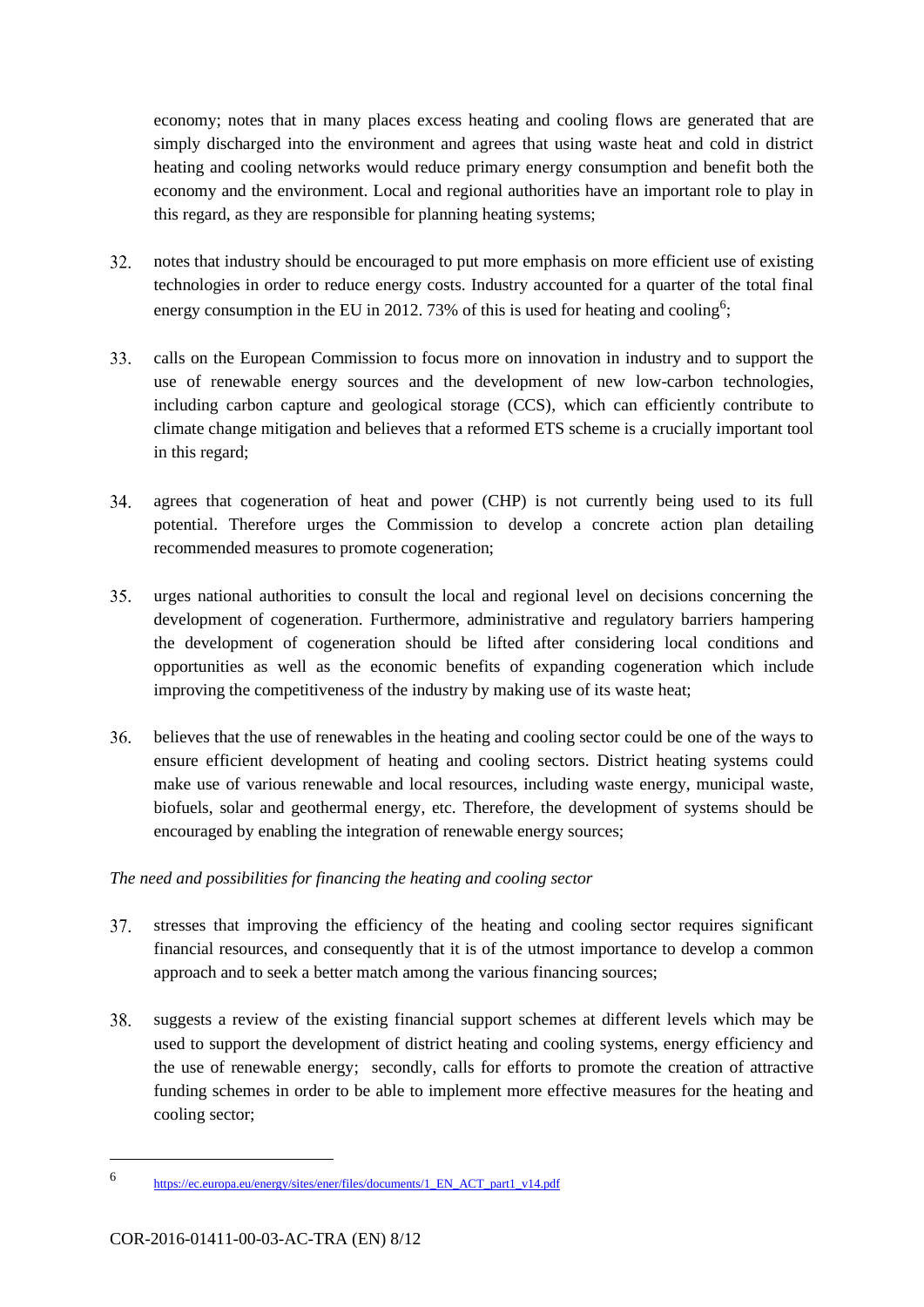economy; notes that in many places excess heating and cooling flows are generated that are simply discharged into the environment and agrees that using waste heat and cold in district heating and cooling networks would reduce primary energy consumption and benefit both the economy and the environment. Local and regional authorities have an important role to play in this regard, as they are responsible for planning heating systems;

32. notes that industry should be encouraged to put more emphasis on more efficient use of existing technologies in order to reduce energy costs. Industry accounted for a quarter of the total final energy consumption in the EU in 2012. 73% of this is used for heating and cooling[6];

33. calls on the European Commission to focus more on innovation in industry and to support the use of renewable energy sources and the development of new low-carbon technologies, including carbon capture and geological storage (CCS), which can efficiently contribute to climate change mitigation and believes that a reformed ETS scheme is a crucially important tool in this regard;

34. agrees that cogeneration of heat and power (CHP) is not currently being used to its full potential. Therefore urges the Commission to develop a concrete action plan detailing recommended measures to promote cogeneration;

35. urges national authorities to consult the local and regional level on decisions concerning the development of cogeneration. Furthermore, administrative and regulatory barriers hampering the development of cogeneration should be lifted after considering local conditions and opportunities as well as the economic benefits of expanding cogeneration which include improving the competitiveness of the industry by making use of its waste heat;

36. believes that the use of renewables in the heating and cooling sector could be one of the ways to ensure efficient development of heating and cooling sectors. District heating systems could make use of various renewable and local resources, including waste energy, municipal waste, biofuels, solar and geothermal energy, etc. Therefore, the development of systems should be encouraged by enabling the integration of renewable energy sources;

*The need and possibilities for financing the heating and cooling sector*

37. stresses that improving the efficiency of the heating and cooling sector requires significant financial resources, and consequently that it is of the utmost importance to develop a common approach and to seek a better match among the various financing sources;

38. suggests a review of the existing financial support schemes at different levels which may be used to support the development of district heating and cooling systems, energy efficiency and the use of renewable energy; secondly, calls for efforts to promote the creation of attractive funding schemes in order to be able to implement more effective measures for the heating and cooling sector;

---

[6] https://ec.europa.eu/energy/sites/ener/files/documents/1_EN_ACT_part1_v14.pdf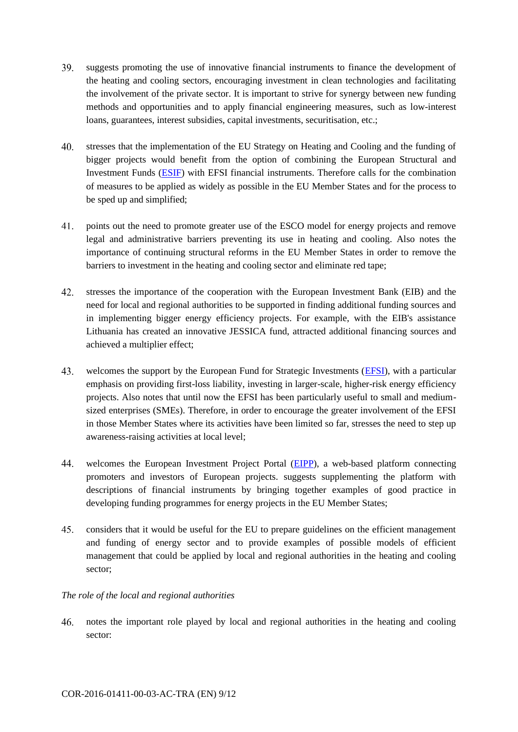39. suggests promoting the use of innovative financial instruments to finance the development of the heating and cooling sectors, encouraging investment in clean technologies and facilitating the involvement of the private sector. It is important to strive for synergy between new funding methods and opportunities and to apply financial engineering measures, such as low-interest loans, guarantees, interest subsidies, capital investments, securitisation, etc.;

40. stresses that the implementation of the EU Strategy on Heating and Cooling and the funding of bigger projects would benefit from the option of combining the European Structural and Investment Funds (ESIF) with EFSI financial instruments. Therefore calls for the combination of measures to be applied as widely as possible in the EU Member States and for the process to be sped up and simplified;

41. points out the need to promote greater use of the ESCO model for energy projects and remove legal and administrative barriers preventing its use in heating and cooling. Also notes the importance of continuing structural reforms in the EU Member States in order to remove the barriers to investment in the heating and cooling sector and eliminate red tape;

42. stresses the importance of the cooperation with the European Investment Bank (EIB) and the need for local and regional authorities to be supported in finding additional funding sources and in implementing bigger energy efficiency projects. For example, with the EIB's assistance Lithuania has created an innovative JESSICA fund, attracted additional financing sources and achieved a multiplier effect;

43. welcomes the support by the European Fund for Strategic Investments (EFSI), with a particular emphasis on providing first-loss liability, investing in larger-scale, higher-risk energy efficiency projects. Also notes that until now the EFSI has been particularly useful to small and medium-sized enterprises (SMEs). Therefore, in order to encourage the greater involvement of the EFSI in those Member States where its activities have been limited so far, stresses the need to step up awareness-raising activities at local level;

44. welcomes the European Investment Project Portal (EIPP), a web-based platform connecting promoters and investors of European projects. suggests supplementing the platform with descriptions of financial instruments by bringing together examples of good practice in developing funding programmes for energy projects in the EU Member States;

45. considers that it would be useful for the EU to prepare guidelines on the efficient management and funding of energy sector and to provide examples of possible models of efficient management that could be applied by local and regional authorities in the heating and cooling sector;

*The role of the local and regional authorities*

46. notes the important role played by local and regional authorities in the heating and cooling sector: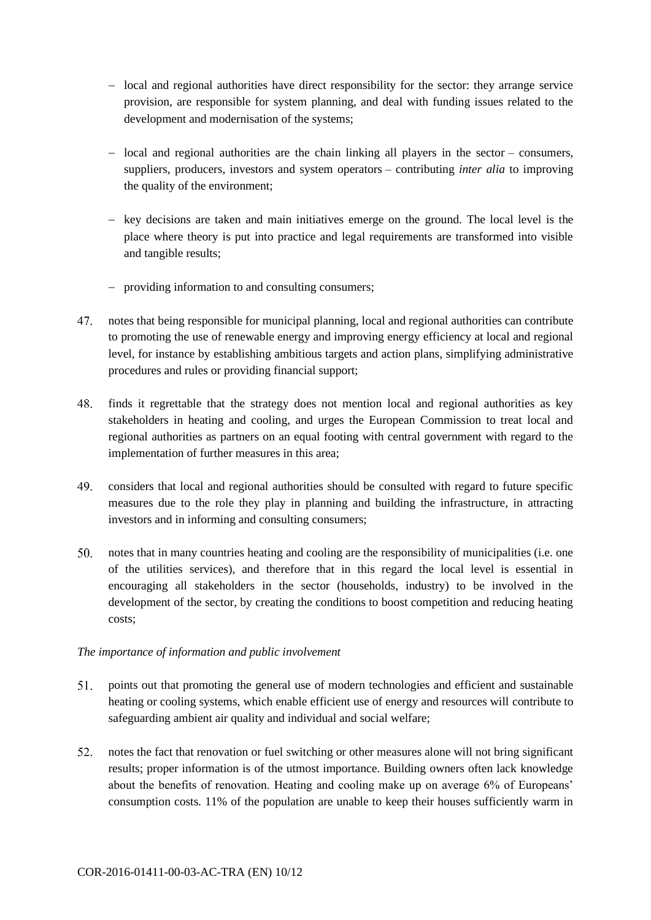- local and regional authorities have direct responsibility for the sector: they arrange service provision, are responsible for system planning, and deal with funding issues related to the development and modernisation of the systems;

- local and regional authorities are the chain linking all players in the sector – consumers, suppliers, producers, investors and system operators – contributing *inter alia* to improving the quality of the environment;

- key decisions are taken and main initiatives emerge on the ground. The local level is the place where theory is put into practice and legal requirements are transformed into visible and tangible results;

- providing information to and consulting consumers;

47. notes that being responsible for municipal planning, local and regional authorities can contribute to promoting the use of renewable energy and improving energy efficiency at local and regional level, for instance by establishing ambitious targets and action plans, simplifying administrative procedures and rules or providing financial support;

48. finds it regrettable that the strategy does not mention local and regional authorities as key stakeholders in heating and cooling, and urges the European Commission to treat local and regional authorities as partners on an equal footing with central government with regard to the implementation of further measures in this area;

49. considers that local and regional authorities should be consulted with regard to future specific measures due to the role they play in planning and building the infrastructure, in attracting investors and in informing and consulting consumers;

50. notes that in many countries heating and cooling are the responsibility of municipalities (i.e. one of the utilities services), and therefore that in this regard the local level is essential in encouraging all stakeholders in the sector (households, industry) to be involved in the development of the sector, by creating the conditions to boost competition and reducing heating costs;

*The importance of information and public involvement*

51. points out that promoting the general use of modern technologies and efficient and sustainable heating or cooling systems, which enable efficient use of energy and resources will contribute to safeguarding ambient air quality and individual and social welfare;

52. notes the fact that renovation or fuel switching or other measures alone will not bring significant results; proper information is of the utmost importance. Building owners often lack knowledge about the benefits of renovation. Heating and cooling make up on average 6% of Europeans' consumption costs. 11% of the population are unable to keep their houses sufficiently warm in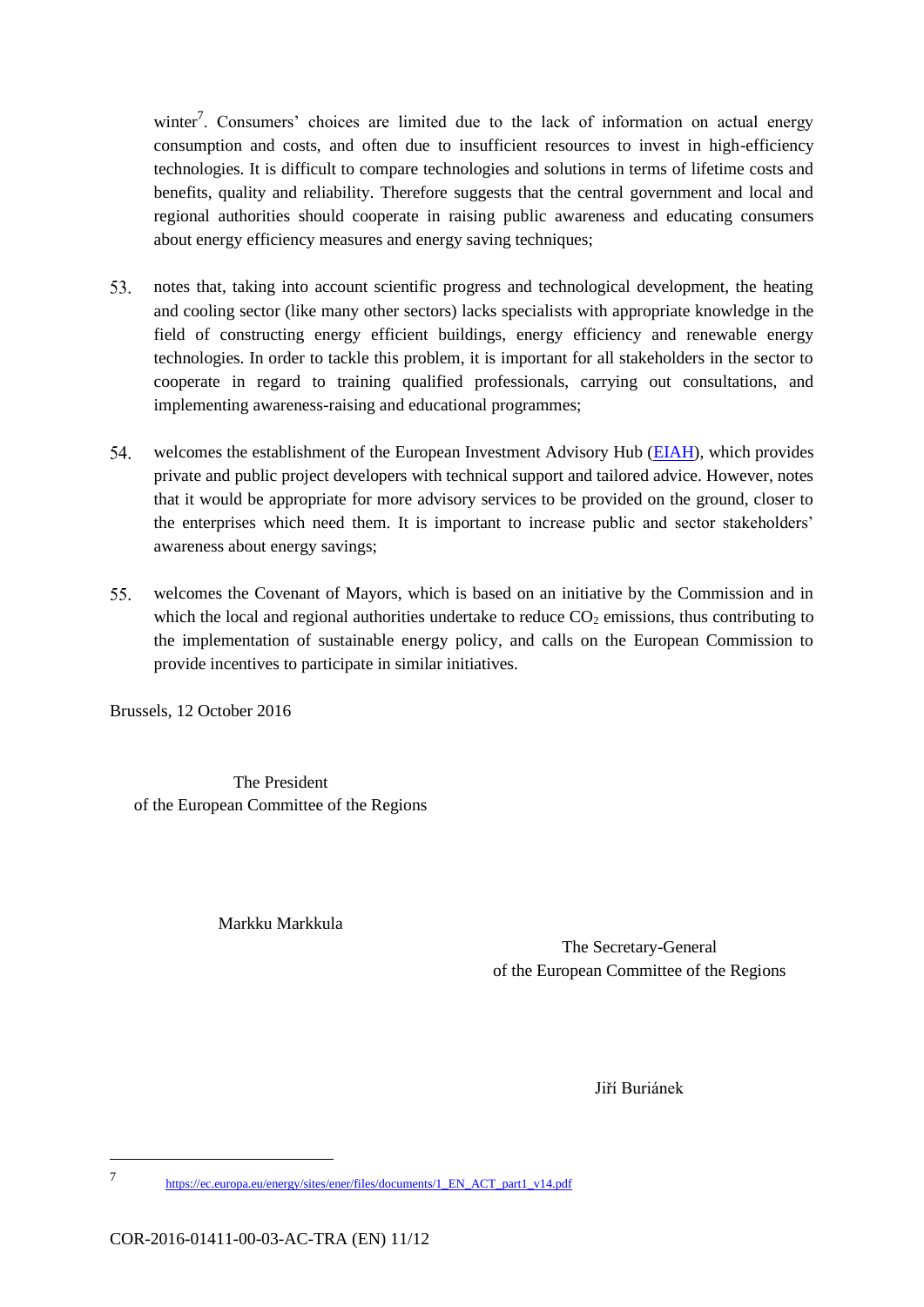winter[7]. Consumers' choices are limited due to the lack of information on actual energy consumption and costs, and often due to insufficient resources to invest in high-efficiency technologies. It is difficult to compare technologies and solutions in terms of lifetime costs and benefits, quality and reliability. Therefore suggests that the central government and local and regional authorities should cooperate in raising public awareness and educating consumers about energy efficiency measures and energy saving techniques;

53. notes that, taking into account scientific progress and technological development, the heating and cooling sector (like many other sectors) lacks specialists with appropriate knowledge in the field of constructing energy efficient buildings, energy efficiency and renewable energy technologies. In order to tackle this problem, it is important for all stakeholders in the sector to cooperate in regard to training qualified professionals, carrying out consultations, and implementing awareness-raising and educational programmes;

54. welcomes the establishment of the European Investment Advisory Hub (EIAH), which provides private and public project developers with technical support and tailored advice. However, notes that it would be appropriate for more advisory services to be provided on the ground, closer to the enterprises which need them. It is important to increase public and sector stakeholders' awareness about energy savings;

55. welcomes the Covenant of Mayors, which is based on an initiative by the Commission and in which the local and regional authorities undertake to reduce $CO_2$ emissions, thus contributing to the implementation of sustainable energy policy, and calls on the European Commission to provide incentives to participate in similar initiatives.

Brussels, 12 October 2016

The President
of the European Committee of the Regions

Markku Markkula

The Secretary-General
of the European Committee of the Regions

Jiří Buriánek

[7] https://ec.europa.eu/energy/sites/ener/files/documents/1_EN_ACT_part1_v14.pdf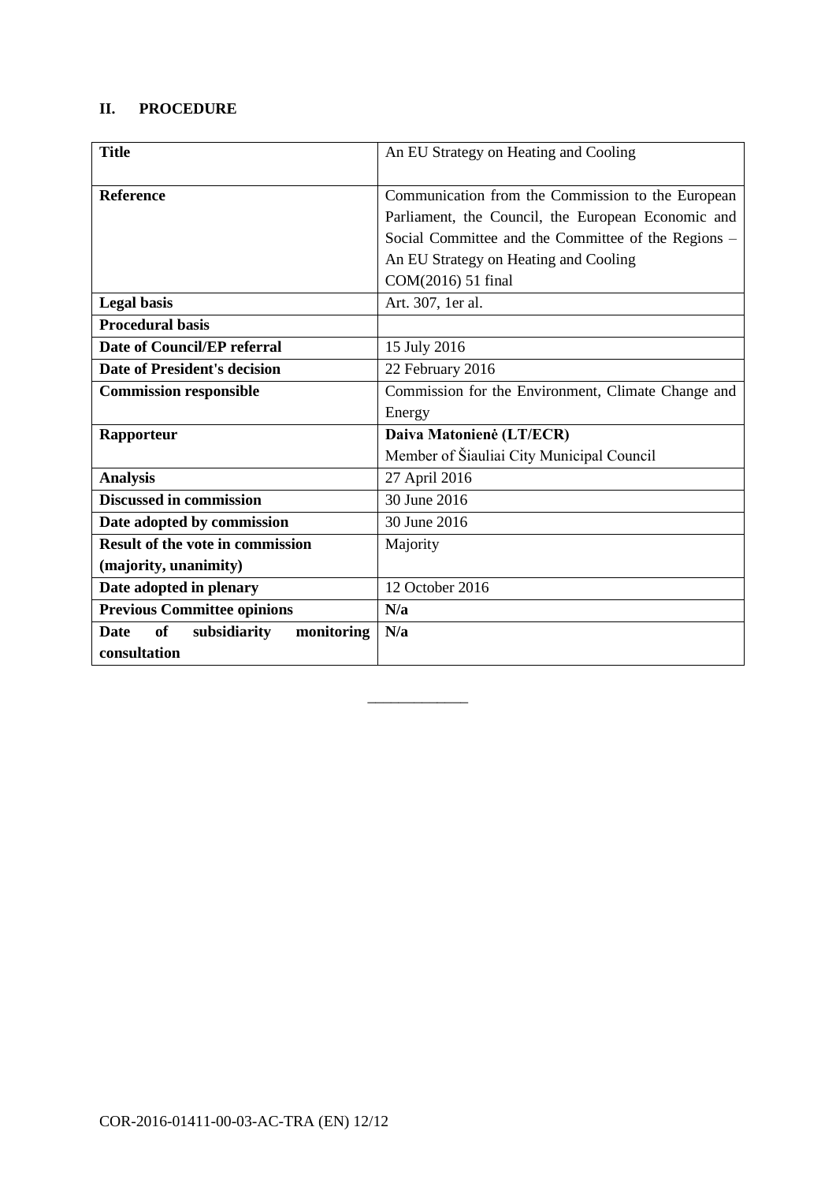## II. PROCEDURE

| | |
|---|---|
| **Title** | An EU Strategy on Heating and Cooling |
| **Reference** | Communication from the Commission to the European Parliament, the Council, the European Economic and Social Committee and the Committee of the Regions – An EU Strategy on Heating and Cooling<br>COM(2016) 51 final |
| **Legal basis** | Art. 307, 1er al. |
| **Procedural basis** | |
| **Date of Council/EP referral** | 15 July 2016 |
| **Date of President's decision** | 22 February 2016 |
| **Commission responsible** | Commission for the Environment, Climate Change and Energy |
| **Rapporteur** | **Daiva Matonienė (LT/ECR)**<br>Member of Šiauliai City Municipal Council |
| **Analysis** | 27 April 2016 |
| **Discussed in commission** | 30 June 2016 |
| **Date adopted by commission** | 30 June 2016 |
| **Result of the vote in commission (majority, unanimity)** | Majority |
| **Date adopted in plenary** | 12 October 2016 |
| **Previous Committee opinions** | **N/a** |
| **Date of subsidiarity monitoring consultation** | **N/a** |

_____________